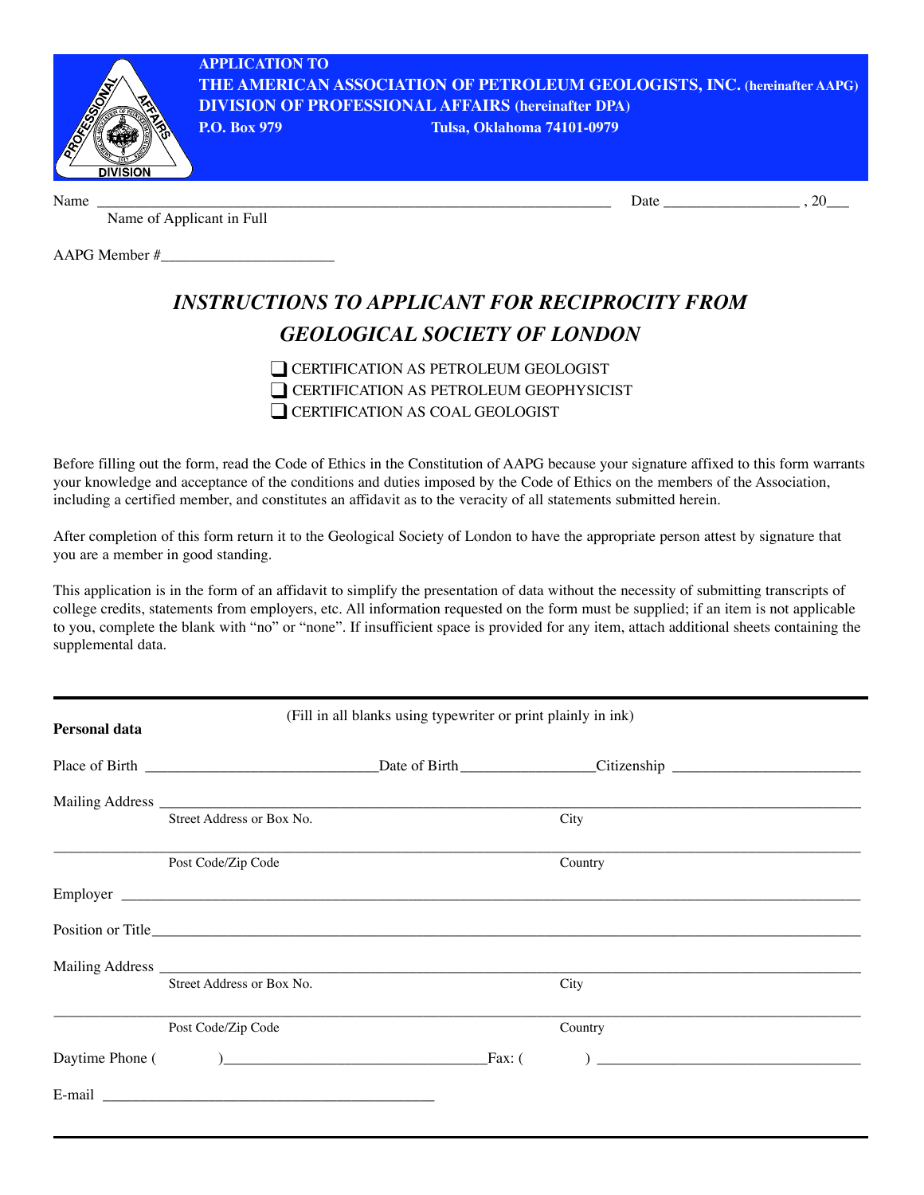**APPLICATION TO**
**THE AMERICAN ASSOCIATION OF PETROLEUM GEOLOGISTS, INC. (hereinafter AAPG)**
**DIVISION OF PROFESSIONAL AFFAIRS (hereinafter DPA)**
**P.O. Box 979 Tulsa, Oklahoma 74101-0979**

Name ______________________________________________________________ Date _________________ , 20___
Name of Applicant in Full

AAPG Member #______________________

## *INSTRUCTIONS TO APPLICANT FOR RECIPROCITY FROM GEOLOGICAL SOCIETY OF LONDON*

- ❑ CERTIFICATION AS PETROLEUM GEOLOGIST
- ❑ CERTIFICATION AS PETROLEUM GEOPHYSICIST
- ❑ CERTIFICATION AS COAL GEOLOGIST

Before filling out the form, read the Code of Ethics in the Constitution of AAPG because your signature affixed to this form warrants your knowledge and acceptance of the conditions and duties imposed by the Code of Ethics on the members of the Association, including a certified member, and constitutes an affidavit as to the veracity of all statements submitted herein.

After completion of this form return it to the Geological Society of London to have the appropriate person attest by signature that you are a member in good standing.

This application is in the form of an affidavit to simplify the presentation of data without the necessity of submitting transcripts of college credits, statements from employers, etc. All information requested on the form must be supplied; if an item is not applicable to you, complete the blank with "no" or "none". If insufficient space is provided for any item, attach additional sheets containing the supplemental data.

---

**Personal data** (Fill in all blanks using typewriter or print plainly in ink)

Place of Birth ______________________________ Date of Birth _________________ Citizenship ________________________

Mailing Address ____________________________________________________________________________________
Street Address or Box No. City

____________________________________________________________________________________
Post Code/Zip Code Country

Employer ____________________________________________________________________________________

Position or Title ____________________________________________________________________________________

Mailing Address ____________________________________________________________________________________
Street Address or Box No. City

____________________________________________________________________________________
Post Code/Zip Code Country

Daytime Phone (     ) ________________________________ Fax: (     ) ___________________________________

E-mail ____________________________________________

---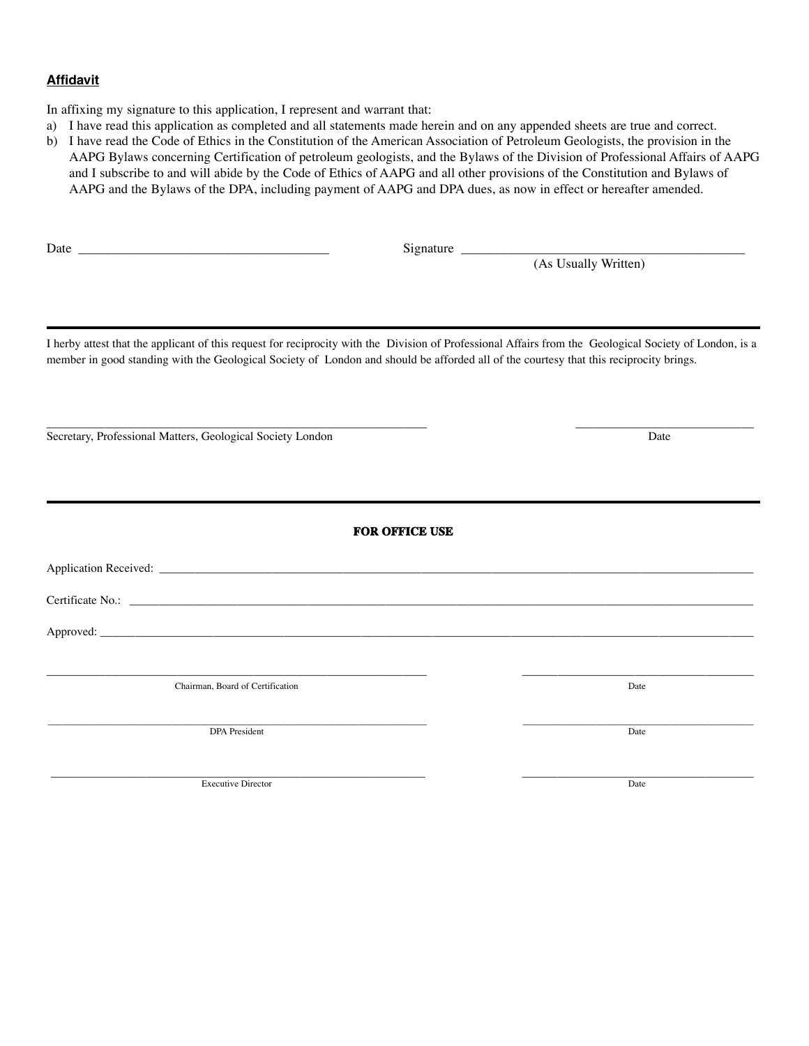**Affidavit**

In affixing my signature to this application, I represent and warrant that:

a) I have read this application as completed and all statements made herein and on any appended sheets are true and correct.
b) I have read the Code of Ethics in the Constitution of the American Association of Petroleum Geologists, the provision in the AAPG Bylaws concerning Certification of petroleum geologists, and the Bylaws of the Division of Professional Affairs of AAPG and I subscribe to and will abide by the Code of Ethics of AAPG and all other provisions of the Constitution and Bylaws of AAPG and the Bylaws of the DPA, including payment of AAPG and DPA dues, as now in effect or hereafter amended.

Date ______________________________________ Signature ______________________________________
(As Usually Written)

---

I herby attest that the applicant of this request for reciprocity with the Division of Professional Affairs from the Geological Society of London, is a member in good standing with the Geological Society of London and should be afforded all of the courtesy that this reciprocity brings.

______________________________________ ______________________________
Secretary, Professional Matters, Geological Society London Date

---

**FOR OFFICE USE**

Application Received: ______________________________________

Certificate No.: ______________________________________

Approved: ______________________________________

______________________________________ ______________________________
Chairman, Board of Certification Date

______________________________________ ______________________________
DPA President Date

______________________________________ ______________________________
Executive Director Date